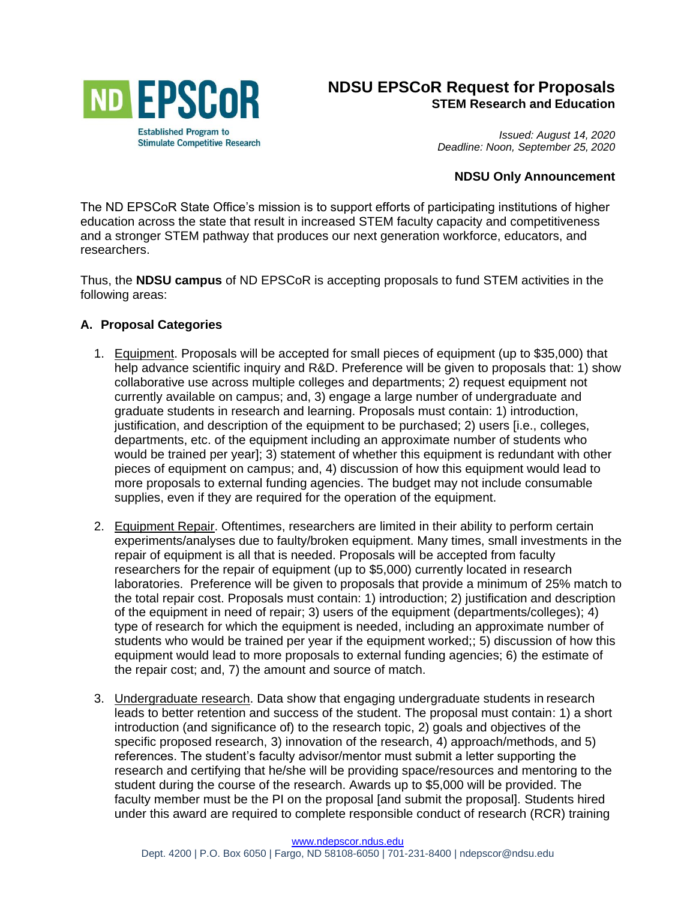ND EPSCoR
Established Program to Stimulate Competitive Research

# NDSU EPSCoR Request for Proposals

## STEM Research and Education

*Issued: August 14, 2020*
*Deadline: Noon, September 25, 2020*

**NDSU Only Announcement**

The ND EPSCoR State Office's mission is to support efforts of participating institutions of higher education across the state that result in increased STEM faculty capacity and competitiveness and a stronger STEM pathway that produces our next generation workforce, educators, and researchers.

Thus, the **NDSU campus** of ND EPSCoR is accepting proposals to fund STEM activities in the following areas:

### A. Proposal Categories

1. Equipment. Proposals will be accepted for small pieces of equipment (up to $35,000) that help advance scientific inquiry and R&D. Preference will be given to proposals that: 1) show collaborative use across multiple colleges and departments; 2) request equipment not currently available on campus; and, 3) engage a large number of undergraduate and graduate students in research and learning. Proposals must contain: 1) introduction, justification, and description of the equipment to be purchased; 2) users [i.e., colleges, departments, etc. of the equipment including an approximate number of students who would be trained per year]; 3) statement of whether this equipment is redundant with other pieces of equipment on campus; and, 4) discussion of how this equipment would lead to more proposals to external funding agencies. The budget may not include consumable supplies, even if they are required for the operation of the equipment.

2. Equipment Repair. Oftentimes, researchers are limited in their ability to perform certain experiments/analyses due to faulty/broken equipment. Many times, small investments in the repair of equipment is all that is needed. Proposals will be accepted from faculty researchers for the repair of equipment (up to $5,000) currently located in research laboratories. Preference will be given to proposals that provide a minimum of 25% match to the total repair cost. Proposals must contain: 1) introduction; 2) justification and description of the equipment in need of repair; 3) users of the equipment (departments/colleges); 4) type of research for which the equipment is needed, including an approximate number of students who would be trained per year if the equipment worked;; 5) discussion of how this equipment would lead to more proposals to external funding agencies; 6) the estimate of the repair cost; and, 7) the amount and source of match.

3. Undergraduate research. Data show that engaging undergraduate students in research leads to better retention and success of the student. The proposal must contain: 1) a short introduction (and significance of) to the research topic, 2) goals and objectives of the specific proposed research, 3) innovation of the research, 4) approach/methods, and 5) references. The student's faculty advisor/mentor must submit a letter supporting the research and certifying that he/she will be providing space/resources and mentoring to the student during the course of the research. Awards up to $5,000 will be provided. The faculty member must be the PI on the proposal [and submit the proposal]. Students hired under this award are required to complete responsible conduct of research (RCR) training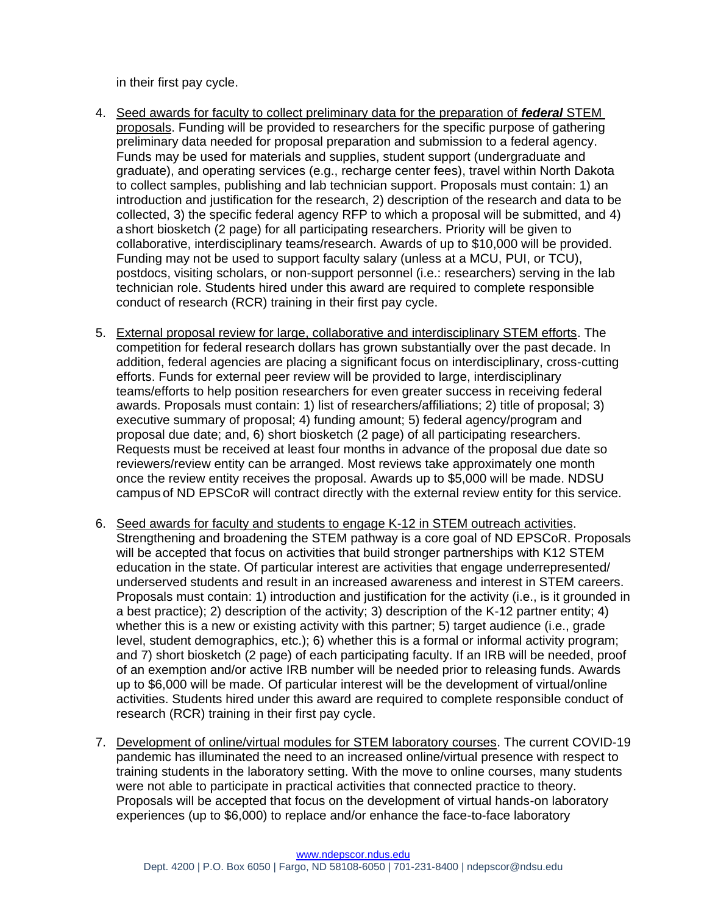in their first pay cycle.

4. <u>Seed awards for faculty to collect preliminary data for the preparation of ***federal*** STEM proposals</u>. Funding will be provided to researchers for the specific purpose of gathering preliminary data needed for proposal preparation and submission to a federal agency. Funds may be used for materials and supplies, student support (undergraduate and graduate), and operating services (e.g., recharge center fees), travel within North Dakota to collect samples, publishing and lab technician support. Proposals must contain: 1) an introduction and justification for the research, 2) description of the research and data to be collected, 3) the specific federal agency RFP to which a proposal will be submitted, and 4) a short biosketch (2 page) for all participating researchers. Priority will be given to collaborative, interdisciplinary teams/research. Awards of up to $10,000 will be provided. Funding may not be used to support faculty salary (unless at a MCU, PUI, or TCU), postdocs, visiting scholars, or non-support personnel (i.e.: researchers) serving in the lab technician role. Students hired under this award are required to complete responsible conduct of research (RCR) training in their first pay cycle.

5. <u>External proposal review for large, collaborative and interdisciplinary STEM efforts</u>. The competition for federal research dollars has grown substantially over the past decade. In addition, federal agencies are placing a significant focus on interdisciplinary, cross-cutting efforts. Funds for external peer review will be provided to large, interdisciplinary teams/efforts to help position researchers for even greater success in receiving federal awards. Proposals must contain: 1) list of researchers/affiliations; 2) title of proposal; 3) executive summary of proposal; 4) funding amount; 5) federal agency/program and proposal due date; and, 6) short biosketch (2 page) of all participating researchers. Requests must be received at least four months in advance of the proposal due date so reviewers/review entity can be arranged. Most reviews take approximately one month once the review entity receives the proposal. Awards up to $5,000 will be made. NDSU campus of ND EPSCoR will contract directly with the external review entity for this service.

6. <u>Seed awards for faculty and students to engage K-12 in STEM outreach activities</u>. Strengthening and broadening the STEM pathway is a core goal of ND EPSCoR. Proposals will be accepted that focus on activities that build stronger partnerships with K12 STEM education in the state. Of particular interest are activities that engage underrepresented/ underserved students and result in an increased awareness and interest in STEM careers. Proposals must contain: 1) introduction and justification for the activity (i.e., is it grounded in a best practice); 2) description of the activity; 3) description of the K-12 partner entity; 4) whether this is a new or existing activity with this partner; 5) target audience (i.e., grade level, student demographics, etc.); 6) whether this is a formal or informal activity program; and 7) short biosketch (2 page) of each participating faculty. If an IRB will be needed, proof of an exemption and/or active IRB number will be needed prior to releasing funds. Awards up to $6,000 will be made. Of particular interest will be the development of virtual/online activities. Students hired under this award are required to complete responsible conduct of research (RCR) training in their first pay cycle.

7. <u>Development of online/virtual modules for STEM laboratory courses</u>. The current COVID-19 pandemic has illuminated the need to an increased online/virtual presence with respect to training students in the laboratory setting. With the move to online courses, many students were not able to participate in practical activities that connected practice to theory. Proposals will be accepted that focus on the development of virtual hands-on laboratory experiences (up to $6,000) to replace and/or enhance the face-to-face laboratory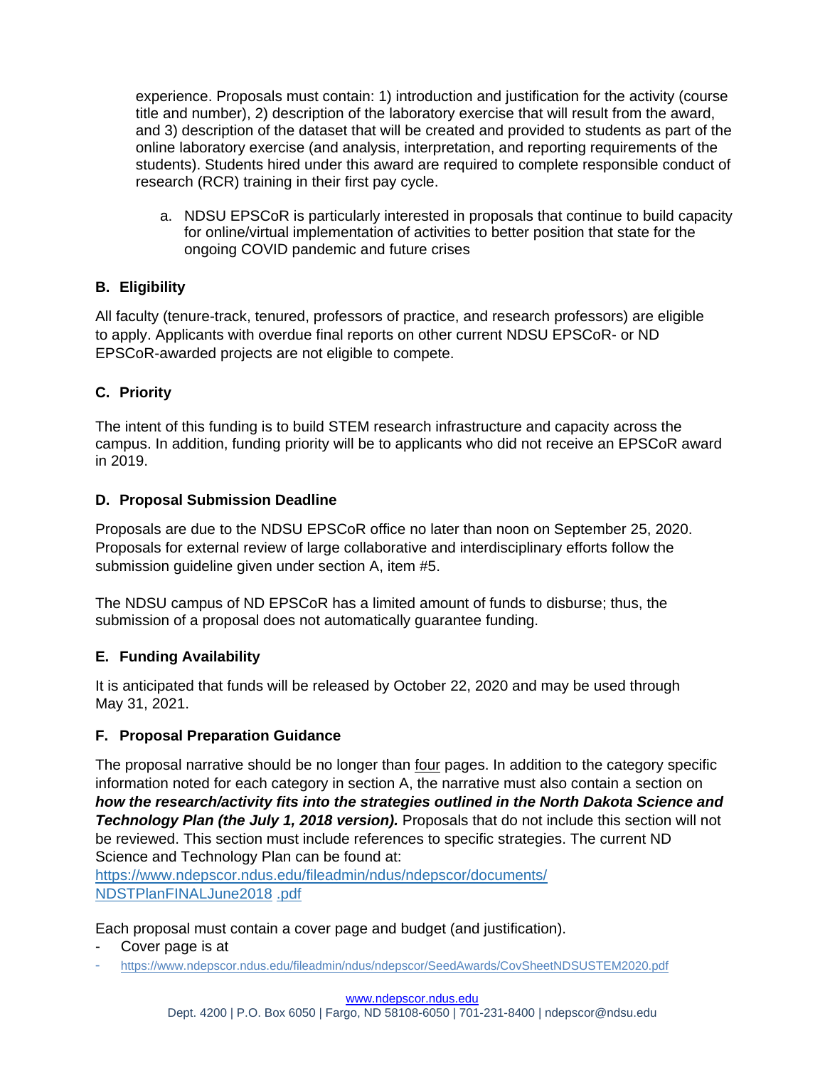experience. Proposals must contain: 1) introduction and justification for the activity (course title and number), 2) description of the laboratory exercise that will result from the award, and 3) description of the dataset that will be created and provided to students as part of the online laboratory exercise (and analysis, interpretation, and reporting requirements of the students). Students hired under this award are required to complete responsible conduct of research (RCR) training in their first pay cycle.

   a. NDSU EPSCoR is particularly interested in proposals that continue to build capacity for online/virtual implementation of activities to better position that state for the ongoing COVID pandemic and future crises

### B. Eligibility

All faculty (tenure-track, tenured, professors of practice, and research professors) are eligible to apply. Applicants with overdue final reports on other current NDSU EPSCoR- or ND EPSCoR-awarded projects are not eligible to compete.

### C. Priority

The intent of this funding is to build STEM research infrastructure and capacity across the campus. In addition, funding priority will be to applicants who did not receive an EPSCoR award in 2019.

### D. Proposal Submission Deadline

Proposals are due to the NDSU EPSCoR office no later than noon on September 25, 2020. Proposals for external review of large collaborative and interdisciplinary efforts follow the submission guideline given under section A, item #5.

The NDSU campus of ND EPSCoR has a limited amount of funds to disburse; thus, the submission of a proposal does not automatically guarantee funding.

### E. Funding Availability

It is anticipated that funds will be released by October 22, 2020 and may be used through May 31, 2021.

### F. Proposal Preparation Guidance

The proposal narrative should be no longer than four pages. In addition to the category specific information noted for each category in section A, the narrative must also contain a section on ***how the research/activity fits into the strategies outlined in the North Dakota Science and Technology Plan (the July 1, 2018 version).*** Proposals that do not include this section will not be reviewed. This section must include references to specific strategies. The current ND Science and Technology Plan can be found at:
https://www.ndepscor.ndus.edu/fileadmin/ndus/ndepscor/documents/NDSTPlanFINALJune2018 .pdf

Each proposal must contain a cover page and budget (and justification).

- Cover page is at
- https://www.ndepscor.ndus.edu/fileadmin/ndus/ndepscor/SeedAwards/CovSheetNDSUSTEM2020.pdf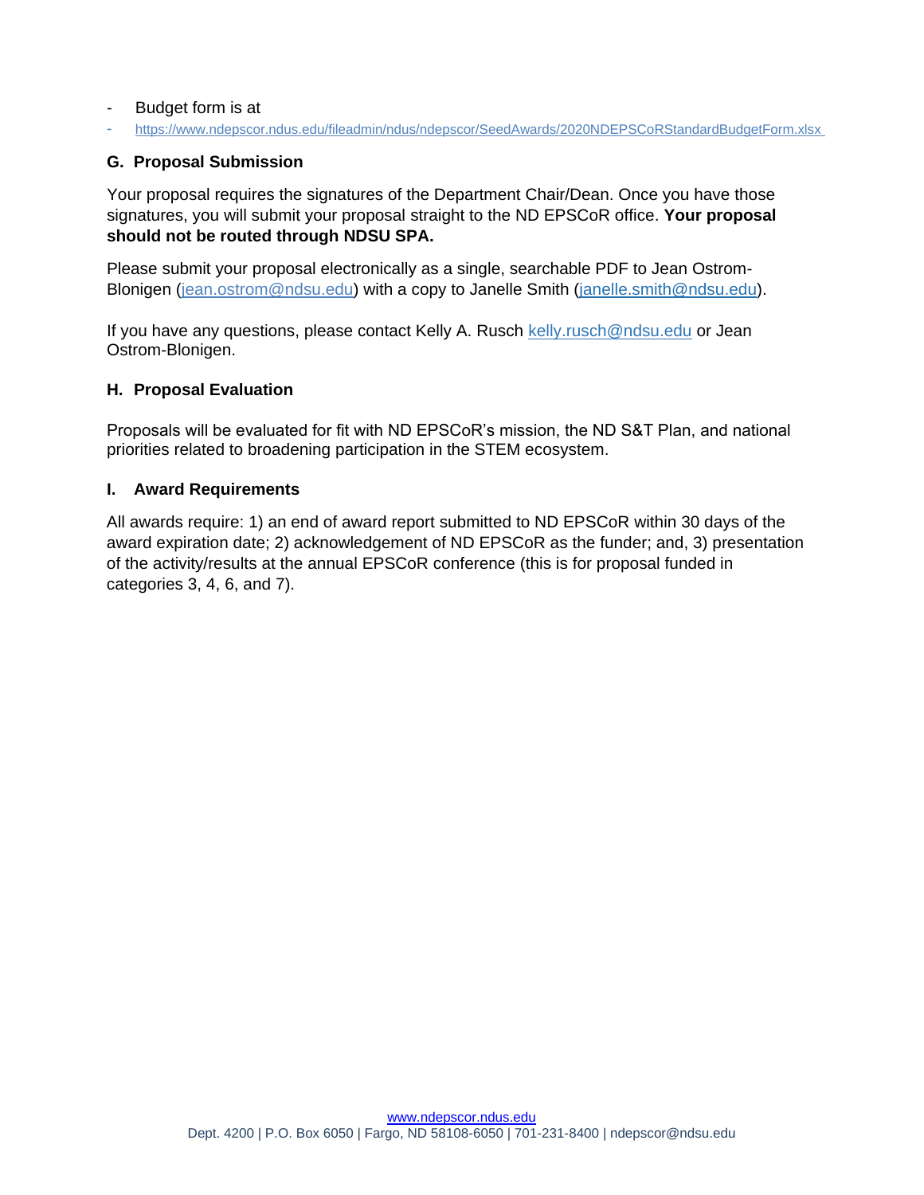- Budget form is at
- https://www.ndepscor.ndus.edu/fileadmin/ndus/ndepscor/SeedAwards/2020NDEPSCoRStandardBudgetForm.xlsx

## G. Proposal Submission

Your proposal requires the signatures of the Department Chair/Dean. Once you have those signatures, you will submit your proposal straight to the ND EPSCoR office. **Your proposal should not be routed through NDSU SPA.**

Please submit your proposal electronically as a single, searchable PDF to Jean Ostrom-Blonigen (jean.ostrom@ndsu.edu) with a copy to Janelle Smith (janelle.smith@ndsu.edu).

If you have any questions, please contact Kelly A. Rusch kelly.rusch@ndsu.edu or Jean Ostrom-Blonigen.

## H. Proposal Evaluation

Proposals will be evaluated for fit with ND EPSCoR's mission, the ND S&T Plan, and national priorities related to broadening participation in the STEM ecosystem.

## I. Award Requirements

All awards require: 1) an end of award report submitted to ND EPSCoR within 30 days of the award expiration date; 2) acknowledgement of ND EPSCoR as the funder; and, 3) presentation of the activity/results at the annual EPSCoR conference (this is for proposal funded in categories 3, 4, 6, and 7).